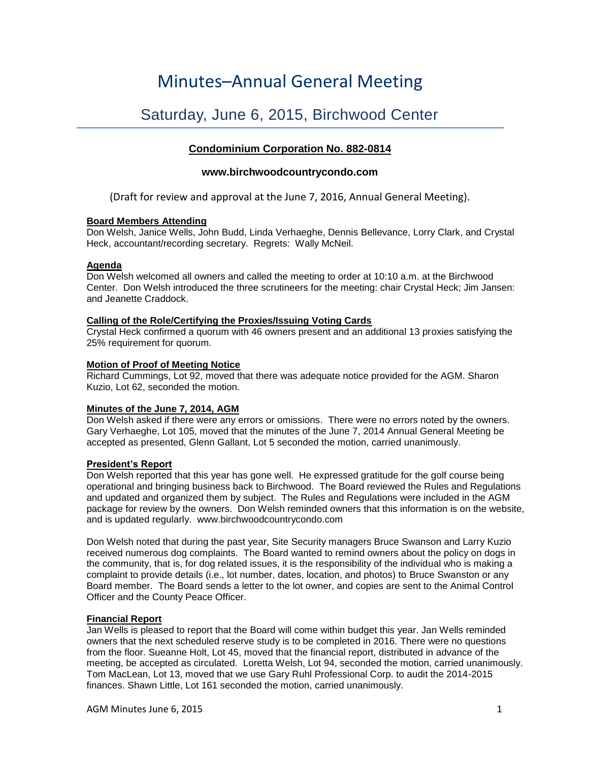# Minutes–Annual General Meeting

## Saturday, June 6, 2015, Birchwood Center

**Condominium Corporation No. 882-0814**

**www.birchwoodcountrycondo.com**

(Draft for review and approval at the June 7, 2016, Annual General Meeting).

**Board Members Attending**

Don Welsh, Janice Wells, John Budd, Linda Verhaeghe, Dennis Bellevance, Lorry Clark, and Crystal Heck, accountant/recording secretary. Regrets: Wally McNeil.

**Agenda**

Don Welsh welcomed all owners and called the meeting to order at 10:10 a.m. at the Birchwood Center. Don Welsh introduced the three scrutineers for the meeting: chair Crystal Heck; Jim Jansen: and Jeanette Craddock.

**Calling of the Role/Certifying the Proxies/Issuing Voting Cards**

Crystal Heck confirmed a quorum with 46 owners present and an additional 13 proxies satisfying the 25% requirement for quorum.

**Motion of Proof of Meeting Notice**

Richard Cummings, Lot 92, moved that there was adequate notice provided for the AGM. Sharon Kuzio, Lot 62, seconded the motion.

**Minutes of the June 7, 2014, AGM**

Don Welsh asked if there were any errors or omissions. There were no errors noted by the owners. Gary Verhaeghe, Lot 105, moved that the minutes of the June 7, 2014 Annual General Meeting be accepted as presented, Glenn Gallant, Lot 5 seconded the motion, carried unanimously.

**President's Report**

Don Welsh reported that this year has gone well. He expressed gratitude for the golf course being operational and bringing business back to Birchwood. The Board reviewed the Rules and Regulations and updated and organized them by subject. The Rules and Regulations were included in the AGM package for review by the owners. Don Welsh reminded owners that this information is on the website, and is updated regularly. www.birchwoodcountrycondo.com

Don Welsh noted that during the past year, Site Security managers Bruce Swanson and Larry Kuzio received numerous dog complaints. The Board wanted to remind owners about the policy on dogs in the community, that is, for dog related issues, it is the responsibility of the individual who is making a complaint to provide details (i.e., lot number, dates, location, and photos) to Bruce Swanston or any Board member. The Board sends a letter to the lot owner, and copies are sent to the Animal Control Officer and the County Peace Officer.

**Financial Report**

Jan Wells is pleased to report that the Board will come within budget this year. Jan Wells reminded owners that the next scheduled reserve study is to be completed in 2016. There were no questions from the floor. Sueanne Holt, Lot 45, moved that the financial report, distributed in advance of the meeting, be accepted as circulated. Loretta Welsh, Lot 94, seconded the motion, carried unanimously. Tom MacLean, Lot 13, moved that we use Gary Ruhl Professional Corp. to audit the 2014-2015 finances. Shawn Little, Lot 161 seconded the motion, carried unanimously.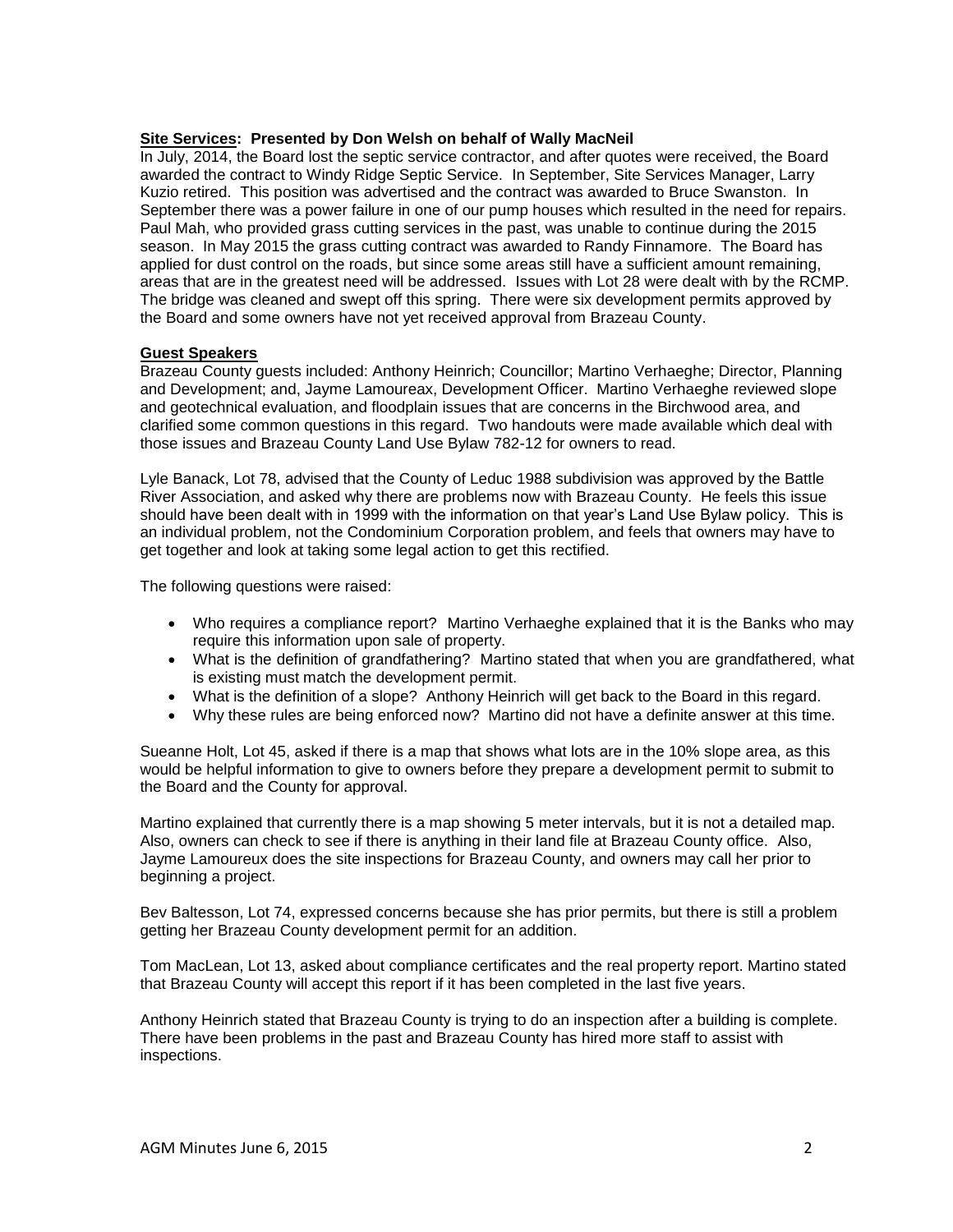**Site Services: Presented by Don Welsh on behalf of Wally MacNeil**

In July, 2014, the Board lost the septic service contractor, and after quotes were received, the Board awarded the contract to Windy Ridge Septic Service. In September, Site Services Manager, Larry Kuzio retired. This position was advertised and the contract was awarded to Bruce Swanston. In September there was a power failure in one of our pump houses which resulted in the need for repairs. Paul Mah, who provided grass cutting services in the past, was unable to continue during the 2015 season. In May 2015 the grass cutting contract was awarded to Randy Finnamore. The Board has applied for dust control on the roads, but since some areas still have a sufficient amount remaining, areas that are in the greatest need will be addressed. Issues with Lot 28 were dealt with by the RCMP. The bridge was cleaned and swept off this spring. There were six development permits approved by the Board and some owners have not yet received approval from Brazeau County.

**Guest Speakers**

Brazeau County guests included: Anthony Heinrich; Councillor; Martino Verhaeghe; Director, Planning and Development; and, Jayme Lamoureax, Development Officer. Martino Verhaeghe reviewed slope and geotechnical evaluation, and floodplain issues that are concerns in the Birchwood area, and clarified some common questions in this regard. Two handouts were made available which deal with those issues and Brazeau County Land Use Bylaw 782-12 for owners to read.

Lyle Banack, Lot 78, advised that the County of Leduc 1988 subdivision was approved by the Battle River Association, and asked why there are problems now with Brazeau County. He feels this issue should have been dealt with in 1999 with the information on that year's Land Use Bylaw policy. This is an individual problem, not the Condominium Corporation problem, and feels that owners may have to get together and look at taking some legal action to get this rectified.

The following questions were raised:

- Who requires a compliance report? Martino Verhaeghe explained that it is the Banks who may require this information upon sale of property.
- What is the definition of grandfathering? Martino stated that when you are grandfathered, what is existing must match the development permit.
- What is the definition of a slope? Anthony Heinrich will get back to the Board in this regard.
- Why these rules are being enforced now? Martino did not have a definite answer at this time.

Sueanne Holt, Lot 45, asked if there is a map that shows what lots are in the 10% slope area, as this would be helpful information to give to owners before they prepare a development permit to submit to the Board and the County for approval.

Martino explained that currently there is a map showing 5 meter intervals, but it is not a detailed map. Also, owners can check to see if there is anything in their land file at Brazeau County office. Also, Jayme Lamoureux does the site inspections for Brazeau County, and owners may call her prior to beginning a project.

Bev Baltesson, Lot 74, expressed concerns because she has prior permits, but there is still a problem getting her Brazeau County development permit for an addition.

Tom MacLean, Lot 13, asked about compliance certificates and the real property report. Martino stated that Brazeau County will accept this report if it has been completed in the last five years.

Anthony Heinrich stated that Brazeau County is trying to do an inspection after a building is complete. There have been problems in the past and Brazeau County has hired more staff to assist with inspections.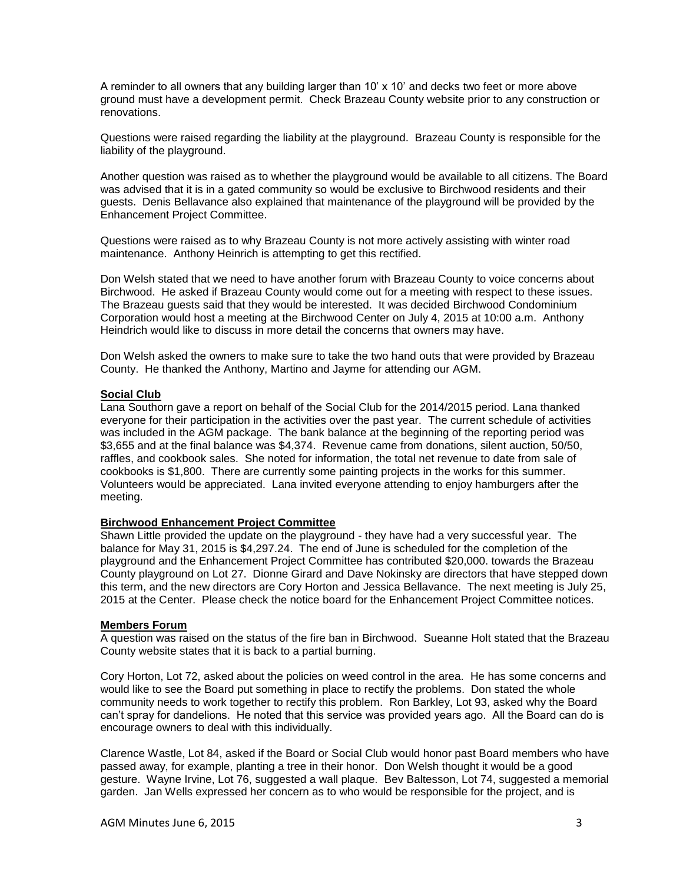A reminder to all owners that any building larger than 10' x 10' and decks two feet or more above ground must have a development permit. Check Brazeau County website prior to any construction or renovations.

Questions were raised regarding the liability at the playground. Brazeau County is responsible for the liability of the playground.

Another question was raised as to whether the playground would be available to all citizens. The Board was advised that it is in a gated community so would be exclusive to Birchwood residents and their guests. Denis Bellavance also explained that maintenance of the playground will be provided by the Enhancement Project Committee.

Questions were raised as to why Brazeau County is not more actively assisting with winter road maintenance. Anthony Heinrich is attempting to get this rectified.

Don Welsh stated that we need to have another forum with Brazeau County to voice concerns about Birchwood. He asked if Brazeau County would come out for a meeting with respect to these issues. The Brazeau guests said that they would be interested. It was decided Birchwood Condominium Corporation would host a meeting at the Birchwood Center on July 4, 2015 at 10:00 a.m. Anthony Heindrich would like to discuss in more detail the concerns that owners may have.

Don Welsh asked the owners to make sure to take the two hand outs that were provided by Brazeau County. He thanked the Anthony, Martino and Jayme for attending our AGM.

**Social Club**

Lana Southorn gave a report on behalf of the Social Club for the 2014/2015 period. Lana thanked everyone for their participation in the activities over the past year. The current schedule of activities was included in the AGM package. The bank balance at the beginning of the reporting period was $3,655 and at the final balance was $4,374. Revenue came from donations, silent auction, 50/50, raffles, and cookbook sales. She noted for information, the total net revenue to date from sale of cookbooks is $1,800. There are currently some painting projects in the works for this summer. Volunteers would be appreciated. Lana invited everyone attending to enjoy hamburgers after the meeting.

**Birchwood Enhancement Project Committee**

Shawn Little provided the update on the playground - they have had a very successful year. The balance for May 31, 2015 is $4,297.24. The end of June is scheduled for the completion of the playground and the Enhancement Project Committee has contributed $20,000. towards the Brazeau County playground on Lot 27. Dionne Girard and Dave Nokinsky are directors that have stepped down this term, and the new directors are Cory Horton and Jessica Bellavance. The next meeting is July 25, 2015 at the Center. Please check the notice board for the Enhancement Project Committee notices.

**Members Forum**

A question was raised on the status of the fire ban in Birchwood. Sueanne Holt stated that the Brazeau County website states that it is back to a partial burning.

Cory Horton, Lot 72, asked about the policies on weed control in the area. He has some concerns and would like to see the Board put something in place to rectify the problems. Don stated the whole community needs to work together to rectify this problem. Ron Barkley, Lot 93, asked why the Board can't spray for dandelions. He noted that this service was provided years ago. All the Board can do is encourage owners to deal with this individually.

Clarence Wastle, Lot 84, asked if the Board or Social Club would honor past Board members who have passed away, for example, planting a tree in their honor. Don Welsh thought it would be a good gesture. Wayne Irvine, Lot 76, suggested a wall plaque. Bev Baltesson, Lot 74, suggested a memorial garden. Jan Wells expressed her concern as to who would be responsible for the project, and is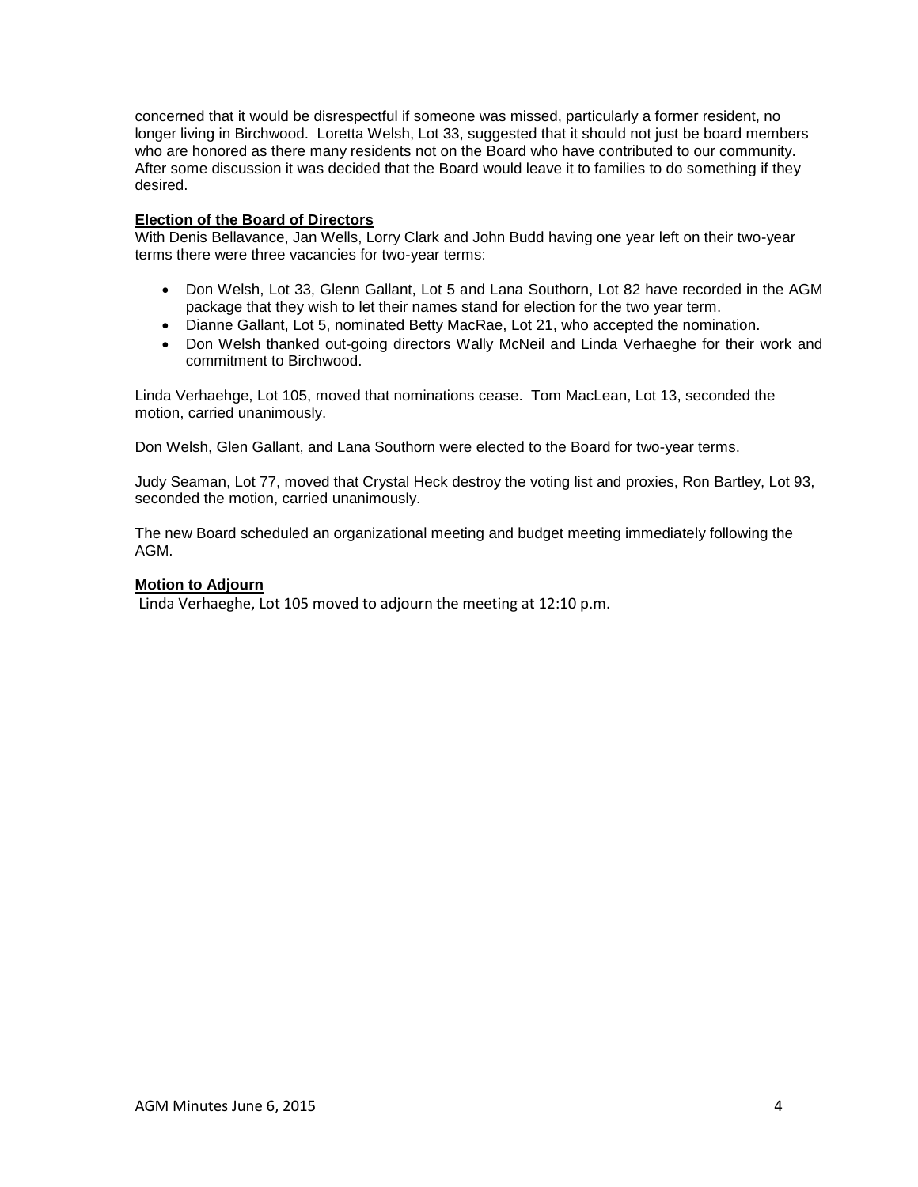concerned that it would be disrespectful if someone was missed, particularly a former resident, no longer living in Birchwood. Loretta Welsh, Lot 33, suggested that it should not just be board members who are honored as there many residents not on the Board who have contributed to our community. After some discussion it was decided that the Board would leave it to families to do something if they desired.

**Election of the Board of Directors**

With Denis Bellavance, Jan Wells, Lorry Clark and John Budd having one year left on their two-year terms there were three vacancies for two-year terms:

- Don Welsh, Lot 33, Glenn Gallant, Lot 5 and Lana Southorn, Lot 82 have recorded in the AGM package that they wish to let their names stand for election for the two year term.
- Dianne Gallant, Lot 5, nominated Betty MacRae, Lot 21, who accepted the nomination.
- Don Welsh thanked out-going directors Wally McNeil and Linda Verhaeghe for their work and commitment to Birchwood.

Linda Verhaehge, Lot 105, moved that nominations cease. Tom MacLean, Lot 13, seconded the motion, carried unanimously.

Don Welsh, Glen Gallant, and Lana Southorn were elected to the Board for two-year terms.

Judy Seaman, Lot 77, moved that Crystal Heck destroy the voting list and proxies, Ron Bartley, Lot 93, seconded the motion, carried unanimously.

The new Board scheduled an organizational meeting and budget meeting immediately following the AGM.

**Motion to Adjourn**

Linda Verhaeghe, Lot 105 moved to adjourn the meeting at 12:10 p.m.